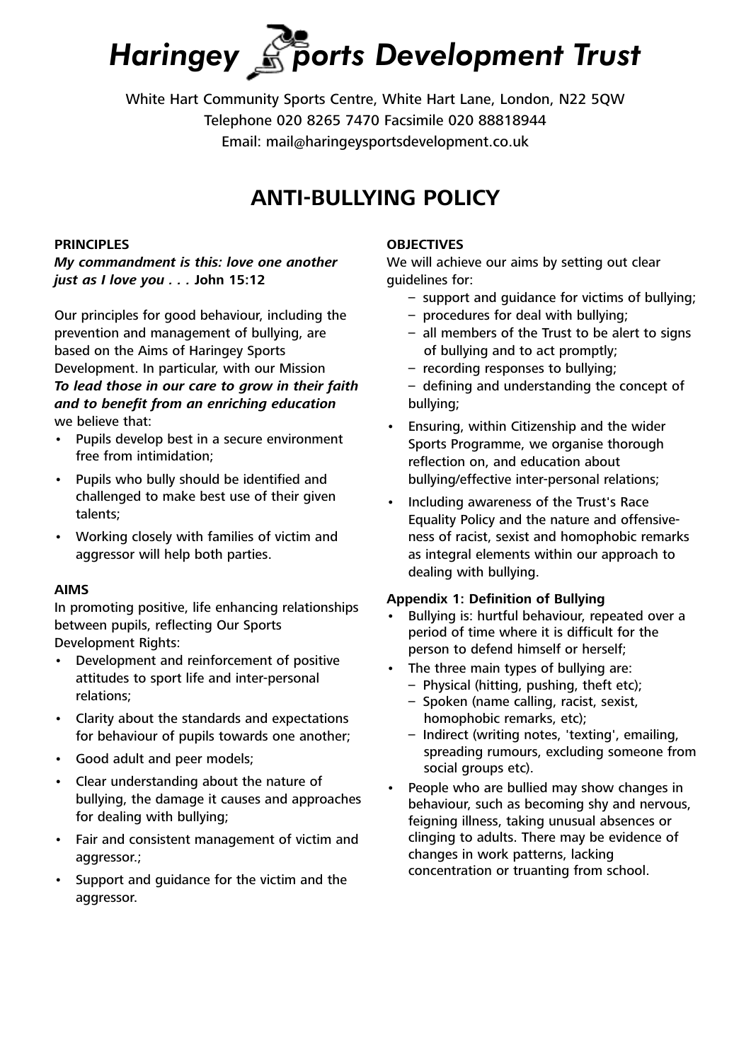# Haringey Sports Development Trust

White Hart Community Sports Centre, White Hart Lane, London, N22 5QW
Telephone 020 8265 7470 Facsimile 020 88818944
Email: mail@haringeysportsdevelopment.co.uk

## ANTI-BULLYING POLICY

### PRINCIPLES

***My commandment is this: love one another just as I love you . . .*** **John 15:12**

Our principles for good behaviour, including the prevention and management of bullying, are based on the Aims of Haringey Sports Development. In particular, with our Mission ***To lead those in our care to grow in their faith and to benefit from an enriching education*** we believe that:

- Pupils develop best in a secure environment free from intimidation;
- Pupils who bully should be identified and challenged to make best use of their given talents;
- Working closely with families of victim and aggressor will help both parties.

### AIMS

In promoting positive, life enhancing relationships between pupils, reflecting Our Sports Development Rights:

- Development and reinforcement of positive attitudes to sport life and inter-personal relations;
- Clarity about the standards and expectations for behaviour of pupils towards one another;
- Good adult and peer models;
- Clear understanding about the nature of bullying, the damage it causes and approaches for dealing with bullying;
- Fair and consistent management of victim and aggressor.;
- Support and guidance for the victim and the aggressor.

### OBJECTIVES

We will achieve our aims by setting out clear guidelines for:

- support and guidance for victims of bullying;
- procedures for deal with bullying;
- all members of the Trust to be alert to signs of bullying and to act promptly;
- recording responses to bullying;
- defining and understanding the concept of bullying;

- Ensuring, within Citizenship and the wider Sports Programme, we organise thorough reflection on, and education about bullying/effective inter-personal relations;
- Including awareness of the Trust's Race Equality Policy and the nature and offensiveness of racist, sexist and homophobic remarks as integral elements within our approach to dealing with bullying.

### Appendix 1: Definition of Bullying

- Bullying is: hurtful behaviour, repeated over a period of time where it is difficult for the person to defend himself or herself;
- The three main types of bullying are:
  - Physical (hitting, pushing, theft etc);
  - Spoken (name calling, racist, sexist, homophobic remarks, etc);
  - Indirect (writing notes, 'texting', emailing, spreading rumours, excluding someone from social groups etc).
- People who are bullied may show changes in behaviour, such as becoming shy and nervous, feigning illness, taking unusual absences or clinging to adults. There may be evidence of changes in work patterns, lacking concentration or truanting from school.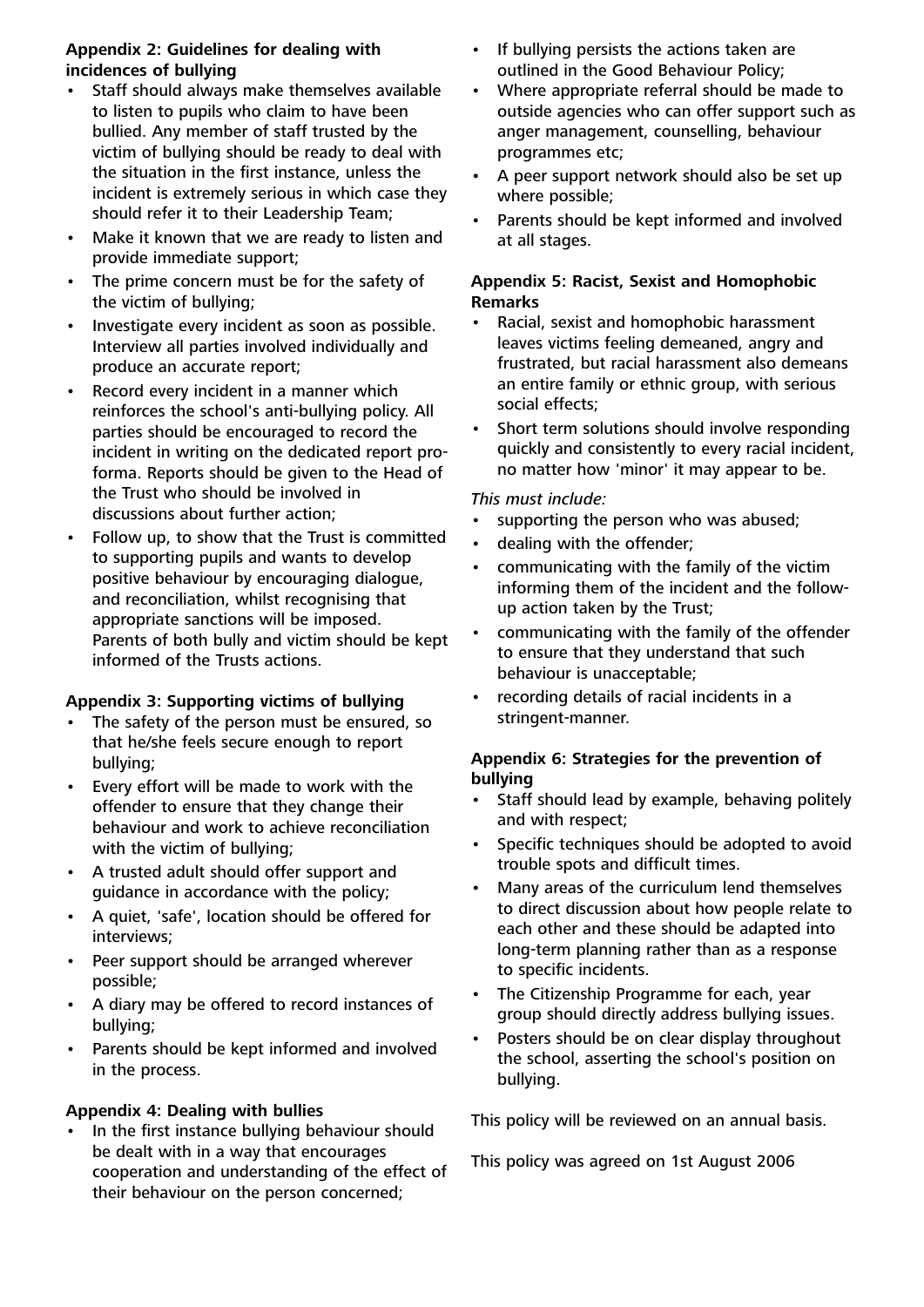**Appendix 2: Guidelines for dealing with incidences of bullying**

- Staff should always make themselves available to listen to pupils who claim to have been bullied. Any member of staff trusted by the victim of bullying should be ready to deal with the situation in the first instance, unless the incident is extremely serious in which case they should refer it to their Leadership Team;
- Make it known that we are ready to listen and provide immediate support;
- The prime concern must be for the safety of the victim of bullying;
- Investigate every incident as soon as possible. Interview all parties involved individually and produce an accurate report;
- Record every incident in a manner which reinforces the school's anti-bullying policy. All parties should be encouraged to record the incident in writing on the dedicated report pro-forma. Reports should be given to the Head of the Trust who should be involved in discussions about further action;
- Follow up, to show that the Trust is committed to supporting pupils and wants to develop positive behaviour by encouraging dialogue, and reconciliation, whilst recognising that appropriate sanctions will be imposed. Parents of both bully and victim should be kept informed of the Trusts actions.

**Appendix 3: Supporting victims of bullying**

- The safety of the person must be ensured, so that he/she feels secure enough to report bullying;
- Every effort will be made to work with the offender to ensure that they change their behaviour and work to achieve reconciliation with the victim of bullying;
- A trusted adult should offer support and guidance in accordance with the policy;
- A quiet, 'safe', location should be offered for interviews;
- Peer support should be arranged wherever possible;
- A diary may be offered to record instances of bullying;
- Parents should be kept informed and involved in the process.

**Appendix 4: Dealing with bullies**

- In the first instance bullying behaviour should be dealt with in a way that encourages cooperation and understanding of the effect of their behaviour on the person concerned;
- If bullying persists the actions taken are outlined in the Good Behaviour Policy;
- Where appropriate referral should be made to outside agencies who can offer support such as anger management, counselling, behaviour programmes etc;
- A peer support network should also be set up where possible;
- Parents should be kept informed and involved at all stages.

**Appendix 5: Racist, Sexist and Homophobic Remarks**

- Racial, sexist and homophobic harassment leaves victims feeling demeaned, angry and frustrated, but racial harassment also demeans an entire family or ethnic group, with serious social effects;
- Short term solutions should involve responding quickly and consistently to every racial incident, no matter how 'minor' it may appear to be.

*This must include:*

- supporting the person who was abused;
- dealing with the offender;
- communicating with the family of the victim informing them of the incident and the follow-up action taken by the Trust;
- communicating with the family of the offender to ensure that they understand that such behaviour is unacceptable;
- recording details of racial incidents in a stringent-manner.

**Appendix 6: Strategies for the prevention of bullying**

- Staff should lead by example, behaving politely and with respect;
- Specific techniques should be adopted to avoid trouble spots and difficult times.
- Many areas of the curriculum lend themselves to direct discussion about how people relate to each other and these should be adapted into long-term planning rather than as a response to specific incidents.
- The Citizenship Programme for each, year group should directly address bullying issues.
- Posters should be on clear display throughout the school, asserting the school's position on bullying.

This policy will be reviewed on an annual basis.

This policy was agreed on 1st August 2006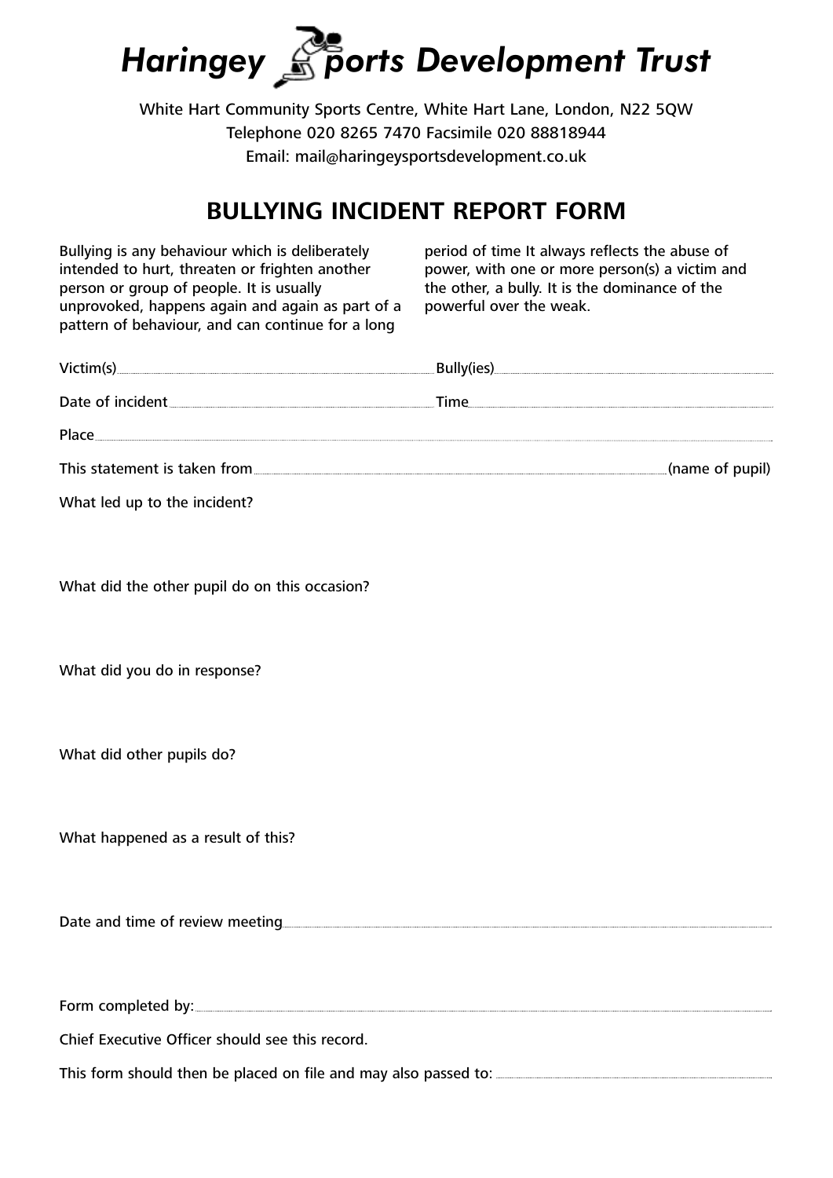# Haringey Sports Development Trust

White Hart Community Sports Centre, White Hart Lane, London, N22 5QW
Telephone 020 8265 7470 Facsimile 020 88818944
Email: mail@haringeysportsdevelopment.co.uk

## BULLYING INCIDENT REPORT FORM

Bullying is any behaviour which is deliberately intended to hurt, threaten or frighten another person or group of people. It is usually unprovoked, happens again and again as part of a pattern of behaviour, and can continue for a long period of time It always reflects the abuse of power, with one or more person(s) a victim and the other, a bully. It is the dominance of the powerful over the weak.

Victim(s) ............................................................ Bully(ies) ............................................................

Date of incident ............................................................ Time ............................................................

Place ............................................................

This statement is taken from ............................................................ (name of pupil)

What led up to the incident?

What did the other pupil do on this occasion?

What did you do in response?

What did other pupils do?

What happened as a result of this?

Date and time of review meeting ............................................................

Form completed by: ............................................................

Chief Executive Officer should see this record.

This form should then be placed on file and may also passed to: ............................................................